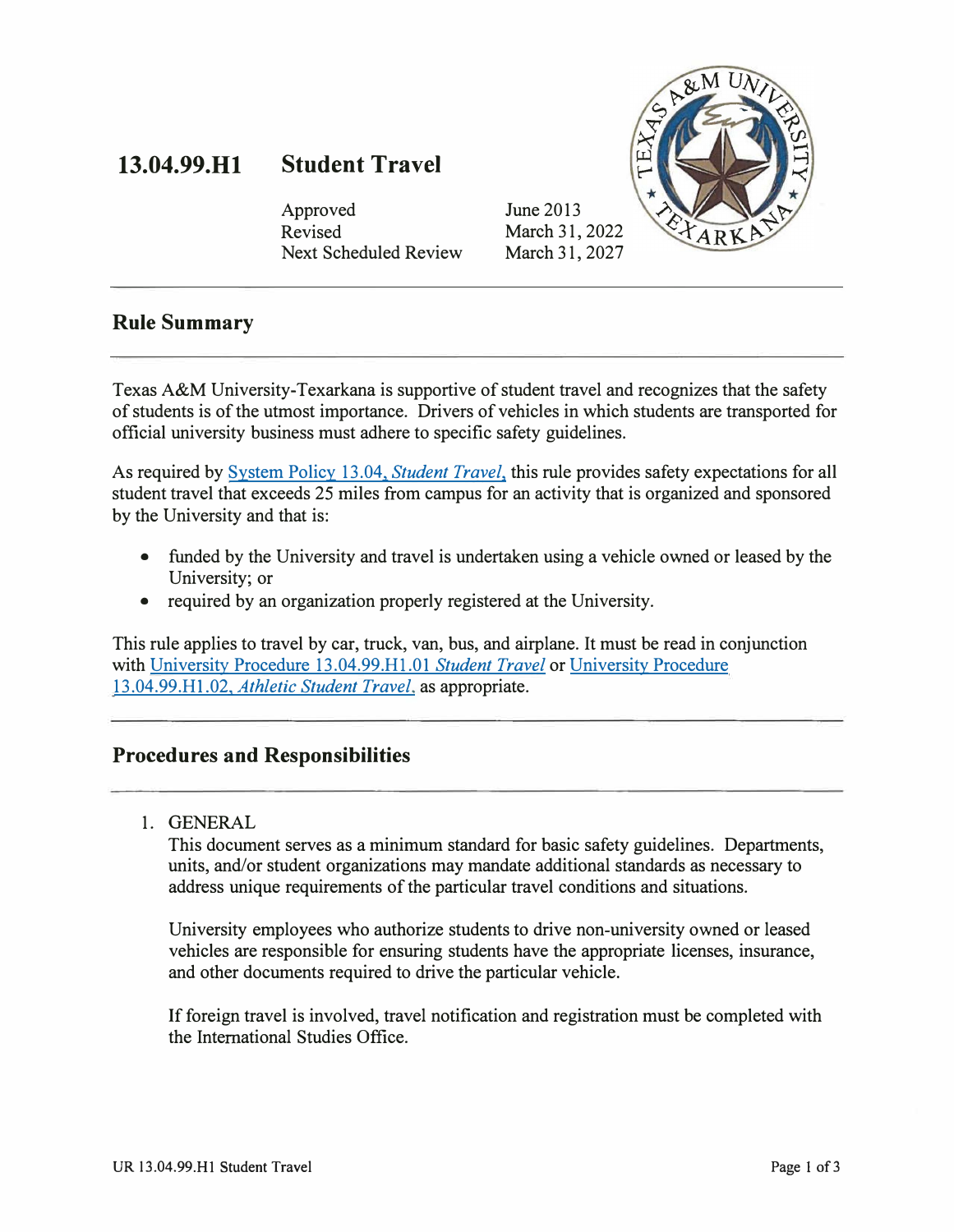# 13.04.99.H1 Student Travel

Approved June 2013
Revised March 31, 2022
Next Scheduled Review March 31, 2027

## Rule Summary

Texas A&M University-Texarkana is supportive of student travel and recognizes that the safety of students is of the utmost importance. Drivers of vehicles in which students are transported for official university business must adhere to specific safety guidelines.

As required by System Policy 13.04, *Student Travel*, this rule provides safety expectations for all student travel that exceeds 25 miles from campus for an activity that is organized and sponsored by the University and that is:

- funded by the University and travel is undertaken using a vehicle owned or leased by the University; or
- required by an organization properly registered at the University.

This rule applies to travel by car, truck, van, bus, and airplane. It must be read in conjunction with University Procedure 13.04.99.H1.01 *Student Travel* or University Procedure 13.04.99.H1.02, *Athletic Student Travel*, as appropriate.

## Procedures and Responsibilities

1. GENERAL

   This document serves as a minimum standard for basic safety guidelines. Departments, units, and/or student organizations may mandate additional standards as necessary to address unique requirements of the particular travel conditions and situations.

   University employees who authorize students to drive non-university owned or leased vehicles are responsible for ensuring students have the appropriate licenses, insurance, and other documents required to drive the particular vehicle.

   If foreign travel is involved, travel notification and registration must be completed with the International Studies Office.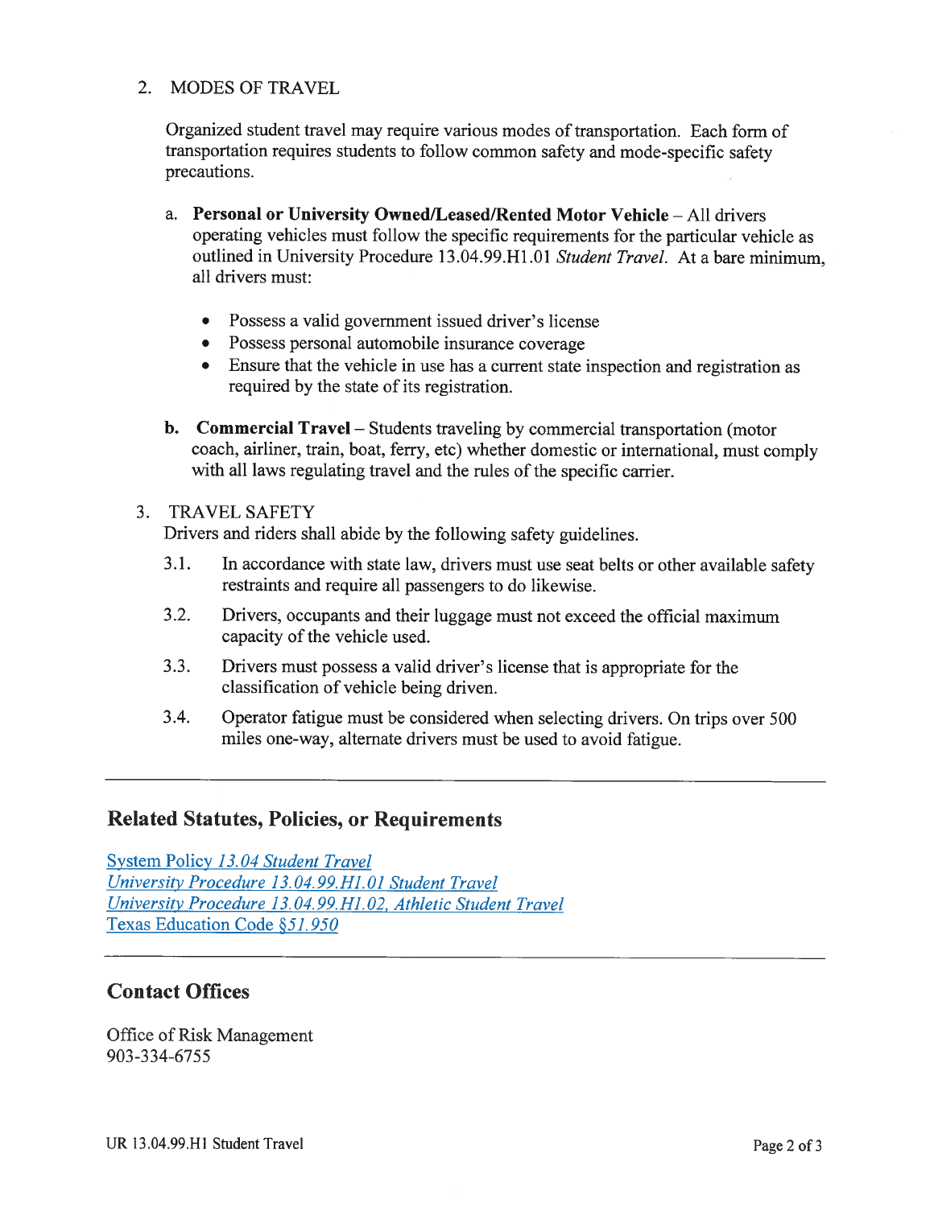2. MODES OF TRAVEL

   Organized student travel may require various modes of transportation. Each form of transportation requires students to follow common safety and mode-specific safety precautions.

   a. **Personal or University Owned/Leased/Rented Motor Vehicle** – All drivers operating vehicles must follow the specific requirements for the particular vehicle as outlined in University Procedure 13.04.99.H1.01 *Student Travel*. At a bare minimum, all drivers must:

      - Possess a valid government issued driver's license
      - Possess personal automobile insurance coverage
      - Ensure that the vehicle in use has a current state inspection and registration as required by the state of its registration.

   **b. Commercial Travel** – Students traveling by commercial transportation (motor coach, airliner, train, boat, ferry, etc) whether domestic or international, must comply with all laws regulating travel and the rules of the specific carrier.

3. TRAVEL SAFETY

   Drivers and riders shall abide by the following safety guidelines.

   3.1. In accordance with state law, drivers must use seat belts or other available safety restraints and require all passengers to do likewise.

   3.2. Drivers, occupants and their luggage must not exceed the official maximum capacity of the vehicle used.

   3.3. Drivers must possess a valid driver's license that is appropriate for the classification of vehicle being driven.

   3.4. Operator fatigue must be considered when selecting drivers. On trips over 500 miles one-way, alternate drivers must be used to avoid fatigue.

---

## Related Statutes, Policies, or Requirements

System Policy *13.04 Student Travel*
*University Procedure 13.04.99.H1.01 Student Travel*
*University Procedure 13.04.99.H1.02, Athletic Student Travel*
Texas Education Code *§51.950*

---

## Contact Offices

Office of Risk Management
903-334-6755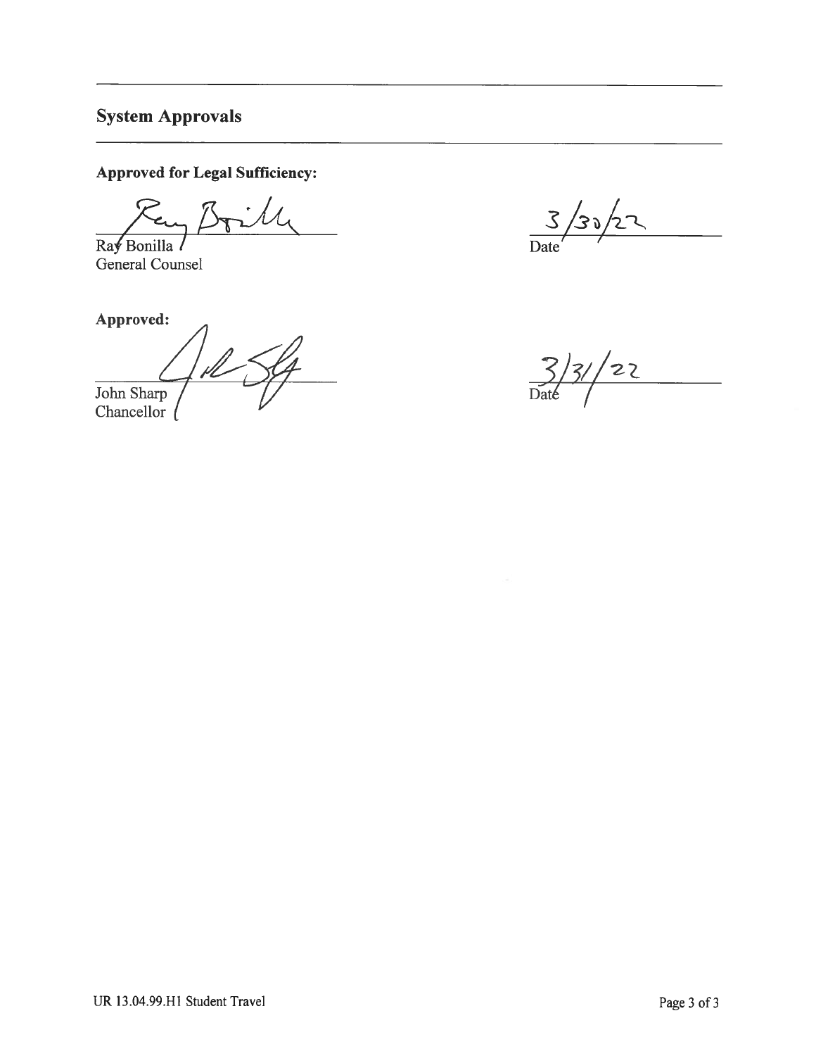## System Approvals

**Approved for Legal Sufficiency:**

Ray Bonilla
General Counsel

3/30/22
Date

**Approved:**

John Sharp
Chancellor

3/31/22
Date